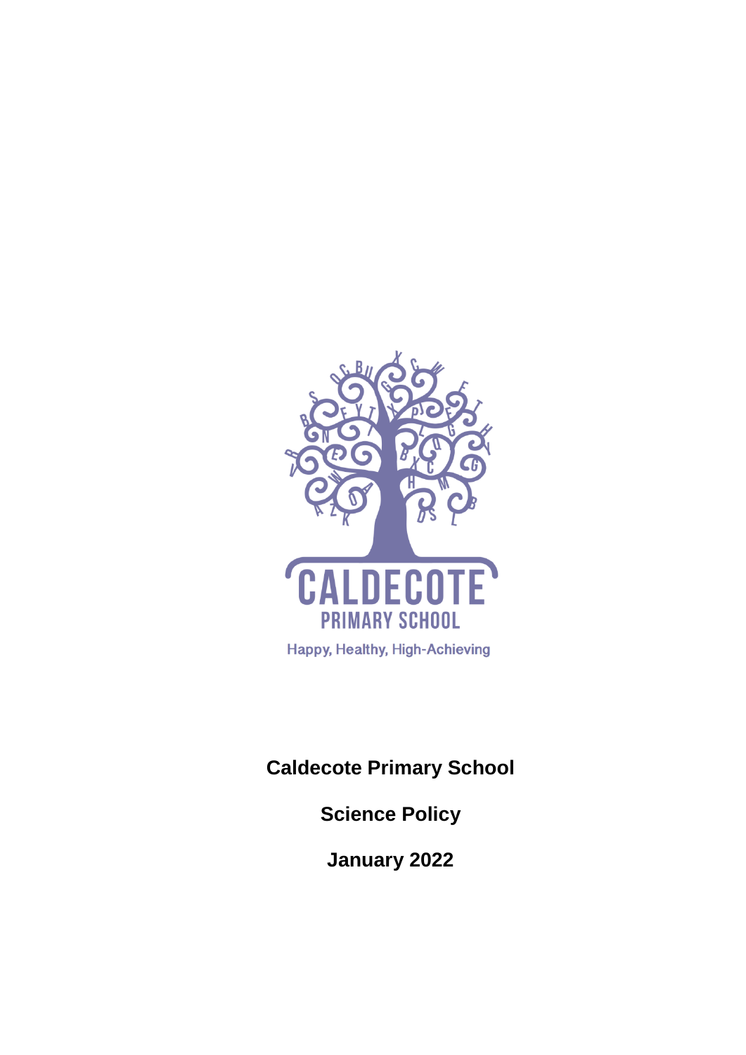CALDECOTE

PRIMARY SCHOOL

Happy, Healthy, High-Achieving

**Caldecote Primary School**

**Science Policy**

**January 2022**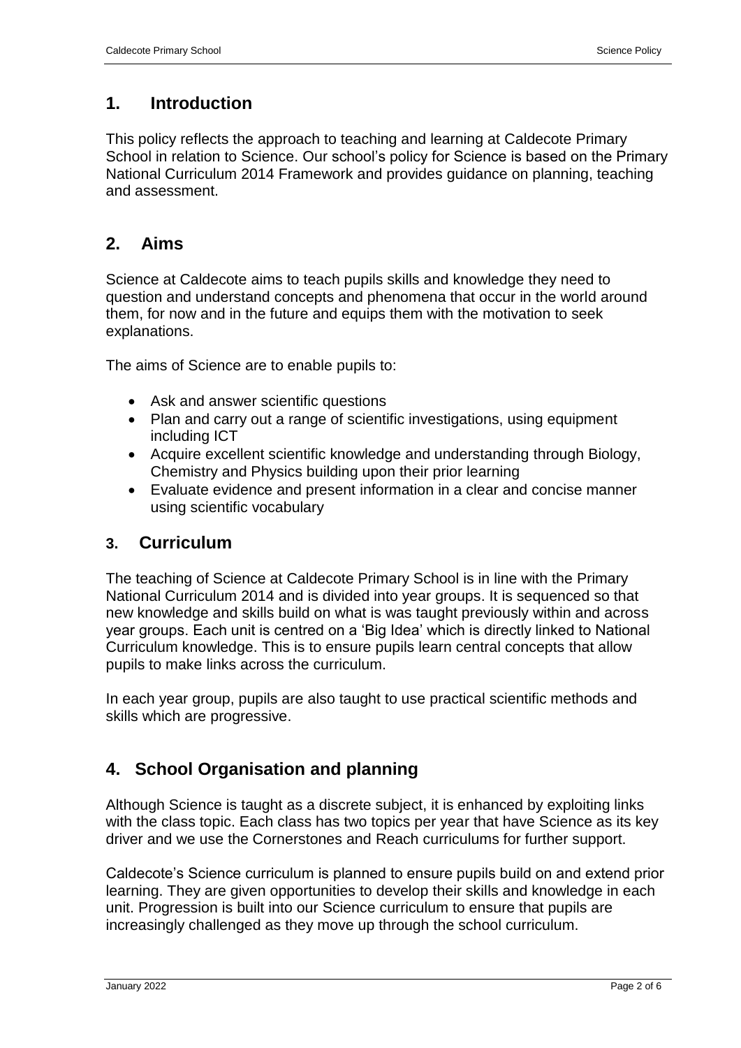## 1. Introduction

This policy reflects the approach to teaching and learning at Caldecote Primary School in relation to Science. Our school's policy for Science is based on the Primary National Curriculum 2014 Framework and provides guidance on planning, teaching and assessment.

## 2. Aims

Science at Caldecote aims to teach pupils skills and knowledge they need to question and understand concepts and phenomena that occur in the world around them, for now and in the future and equips them with the motivation to seek explanations.

The aims of Science are to enable pupils to:

- Ask and answer scientific questions
- Plan and carry out a range of scientific investigations, using equipment including ICT
- Acquire excellent scientific knowledge and understanding through Biology, Chemistry and Physics building upon their prior learning
- Evaluate evidence and present information in a clear and concise manner using scientific vocabulary

## 3. Curriculum

The teaching of Science at Caldecote Primary School is in line with the Primary National Curriculum 2014 and is divided into year groups. It is sequenced so that new knowledge and skills build on what is was taught previously within and across year groups. Each unit is centred on a 'Big Idea' which is directly linked to National Curriculum knowledge. This is to ensure pupils learn central concepts that allow pupils to make links across the curriculum.

In each year group, pupils are also taught to use practical scientific methods and skills which are progressive.

## 4. School Organisation and planning

Although Science is taught as a discrete subject, it is enhanced by exploiting links with the class topic. Each class has two topics per year that have Science as its key driver and we use the Cornerstones and Reach curriculums for further support.

Caldecote's Science curriculum is planned to ensure pupils build on and extend prior learning. They are given opportunities to develop their skills and knowledge in each unit. Progression is built into our Science curriculum to ensure that pupils are increasingly challenged as they move up through the school curriculum.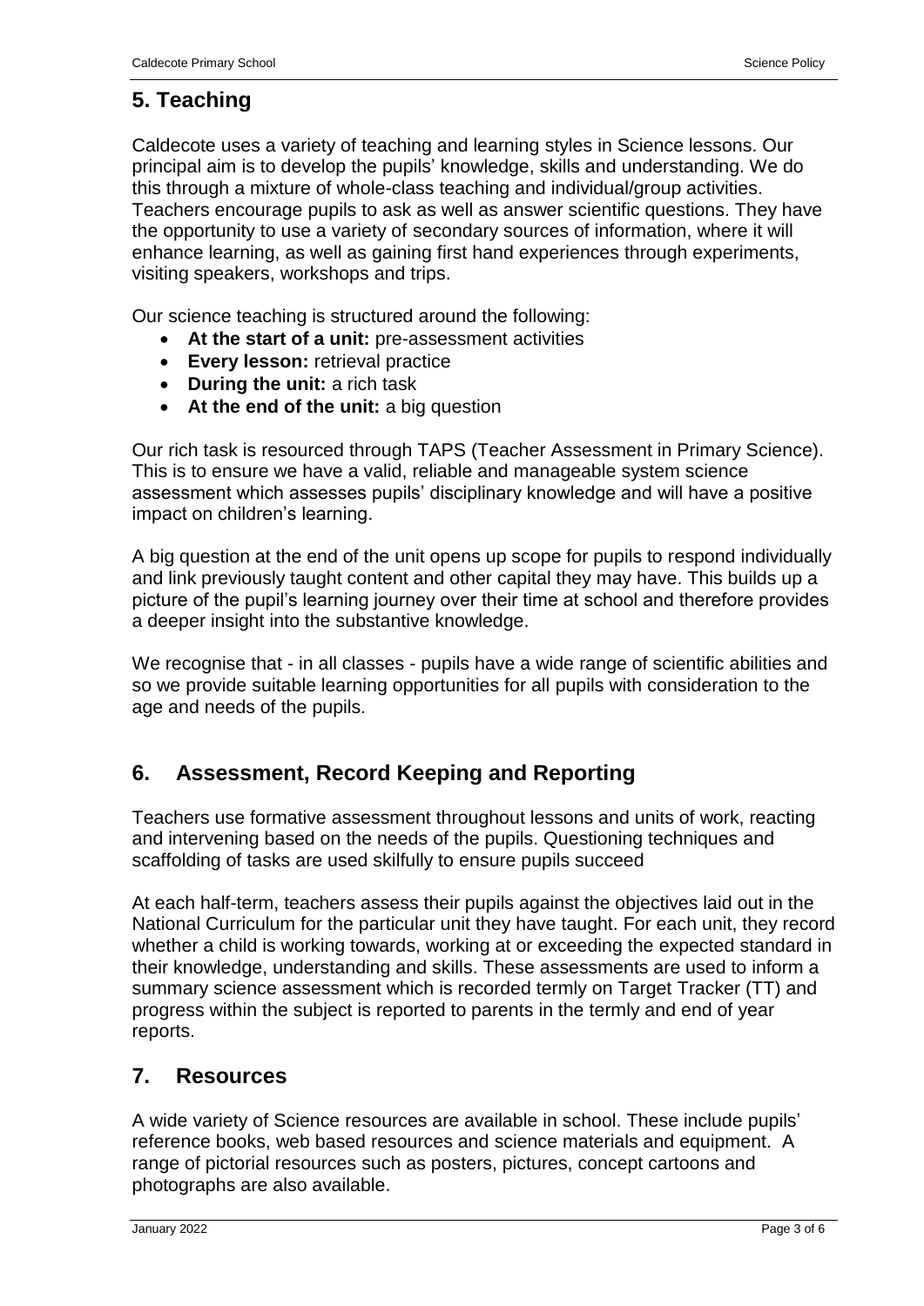## 5. Teaching

Caldecote uses a variety of teaching and learning styles in Science lessons. Our principal aim is to develop the pupils' knowledge, skills and understanding. We do this through a mixture of whole-class teaching and individual/group activities. Teachers encourage pupils to ask as well as answer scientific questions. They have the opportunity to use a variety of secondary sources of information, where it will enhance learning, as well as gaining first hand experiences through experiments, visiting speakers, workshops and trips.

Our science teaching is structured around the following:

- **At the start of a unit:** pre-assessment activities
- **Every lesson:** retrieval practice
- **During the unit:** a rich task
- **At the end of the unit:** a big question

Our rich task is resourced through TAPS (Teacher Assessment in Primary Science). This is to ensure we have a valid, reliable and manageable system science assessment which assesses pupils' disciplinary knowledge and will have a positive impact on children's learning.

A big question at the end of the unit opens up scope for pupils to respond individually and link previously taught content and other capital they may have. This builds up a picture of the pupil's learning journey over their time at school and therefore provides a deeper insight into the substantive knowledge.

We recognise that - in all classes - pupils have a wide range of scientific abilities and so we provide suitable learning opportunities for all pupils with consideration to the age and needs of the pupils.

## 6. Assessment, Record Keeping and Reporting

Teachers use formative assessment throughout lessons and units of work, reacting and intervening based on the needs of the pupils. Questioning techniques and scaffolding of tasks are used skilfully to ensure pupils succeed

At each half-term, teachers assess their pupils against the objectives laid out in the National Curriculum for the particular unit they have taught. For each unit, they record whether a child is working towards, working at or exceeding the expected standard in their knowledge, understanding and skills. These assessments are used to inform a summary science assessment which is recorded termly on Target Tracker (TT) and progress within the subject is reported to parents in the termly and end of year reports.

## 7. Resources

A wide variety of Science resources are available in school. These include pupils' reference books, web based resources and science materials and equipment. A range of pictorial resources such as posters, pictures, concept cartoons and photographs are also available.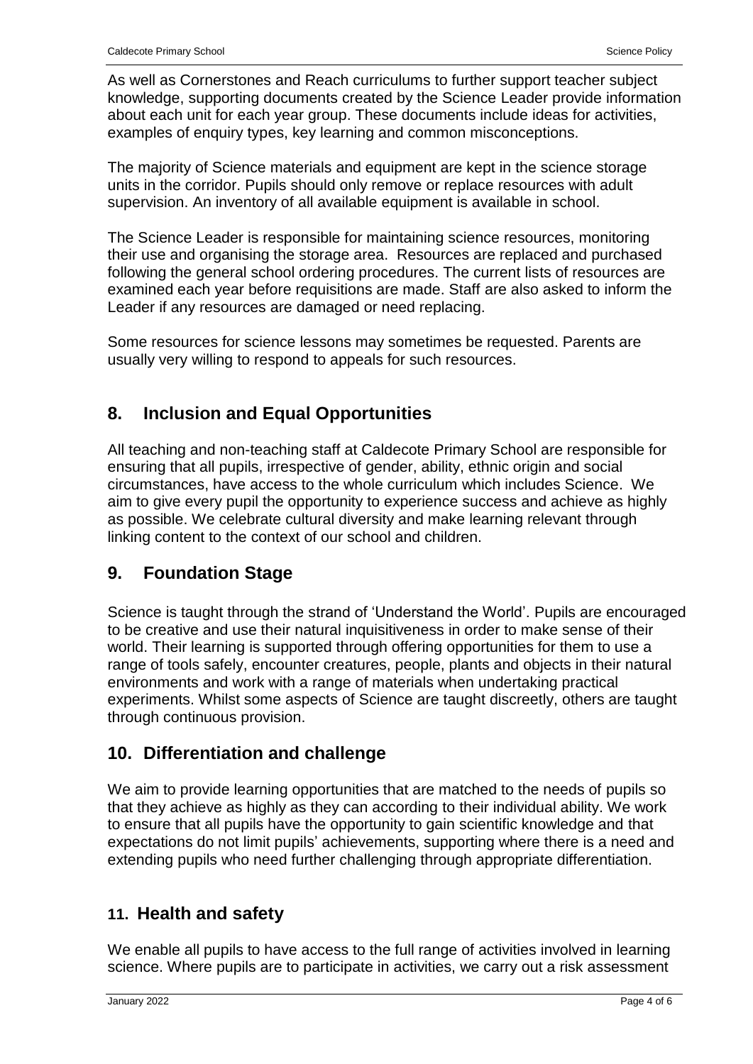As well as Cornerstones and Reach curriculums to further support teacher subject knowledge, supporting documents created by the Science Leader provide information about each unit for each year group. These documents include ideas for activities, examples of enquiry types, key learning and common misconceptions.

The majority of Science materials and equipment are kept in the science storage units in the corridor. Pupils should only remove or replace resources with adult supervision. An inventory of all available equipment is available in school.

The Science Leader is responsible for maintaining science resources, monitoring their use and organising the storage area. Resources are replaced and purchased following the general school ordering procedures. The current lists of resources are examined each year before requisitions are made. Staff are also asked to inform the Leader if any resources are damaged or need replacing.

Some resources for science lessons may sometimes be requested. Parents are usually very willing to respond to appeals for such resources.

## 8. Inclusion and Equal Opportunities

All teaching and non-teaching staff at Caldecote Primary School are responsible for ensuring that all pupils, irrespective of gender, ability, ethnic origin and social circumstances, have access to the whole curriculum which includes Science. We aim to give every pupil the opportunity to experience success and achieve as highly as possible. We celebrate cultural diversity and make learning relevant through linking content to the context of our school and children.

## 9. Foundation Stage

Science is taught through the strand of 'Understand the World'. Pupils are encouraged to be creative and use their natural inquisitiveness in order to make sense of their world. Their learning is supported through offering opportunities for them to use a range of tools safely, encounter creatures, people, plants and objects in their natural environments and work with a range of materials when undertaking practical experiments. Whilst some aspects of Science are taught discreetly, others are taught through continuous provision.

## 10. Differentiation and challenge

We aim to provide learning opportunities that are matched to the needs of pupils so that they achieve as highly as they can according to their individual ability. We work to ensure that all pupils have the opportunity to gain scientific knowledge and that expectations do not limit pupils' achievements, supporting where there is a need and extending pupils who need further challenging through appropriate differentiation.

## 11. Health and safety

We enable all pupils to have access to the full range of activities involved in learning science. Where pupils are to participate in activities, we carry out a risk assessment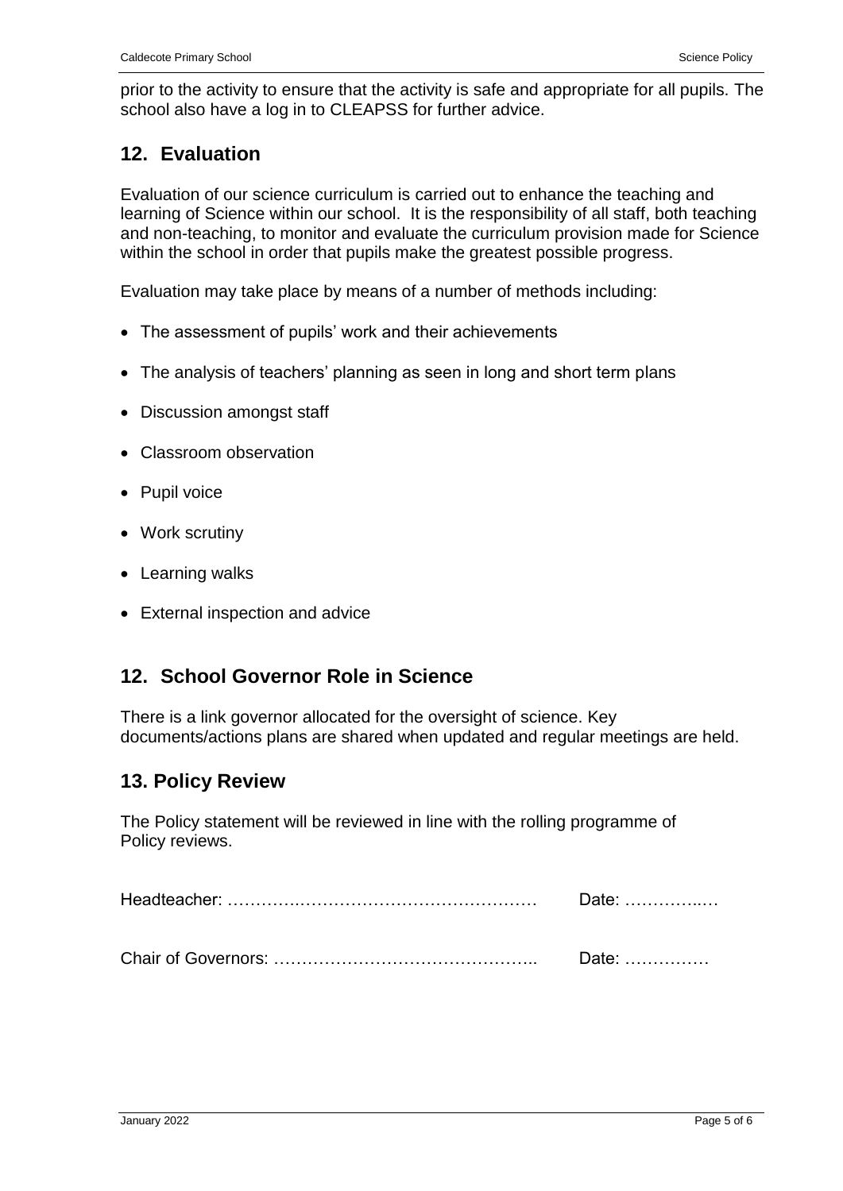prior to the activity to ensure that the activity is safe and appropriate for all pupils. The school also have a log in to CLEAPSS for further advice.

## 12. Evaluation

Evaluation of our science curriculum is carried out to enhance the teaching and learning of Science within our school. It is the responsibility of all staff, both teaching and non-teaching, to monitor and evaluate the curriculum provision made for Science within the school in order that pupils make the greatest possible progress.

Evaluation may take place by means of a number of methods including:

- The assessment of pupils' work and their achievements
- The analysis of teachers' planning as seen in long and short term plans
- Discussion amongst staff
- Classroom observation
- Pupil voice
- Work scrutiny
- Learning walks
- External inspection and advice

## 12. School Governor Role in Science

There is a link governor allocated for the oversight of science. Key documents/actions plans are shared when updated and regular meetings are held.

## 13. Policy Review

The Policy statement will be reviewed in line with the rolling programme of Policy reviews.

Headteacher: …………………………………………………  Date: ………….…

Chair of Governors: ………………………………………..  Date: ……………